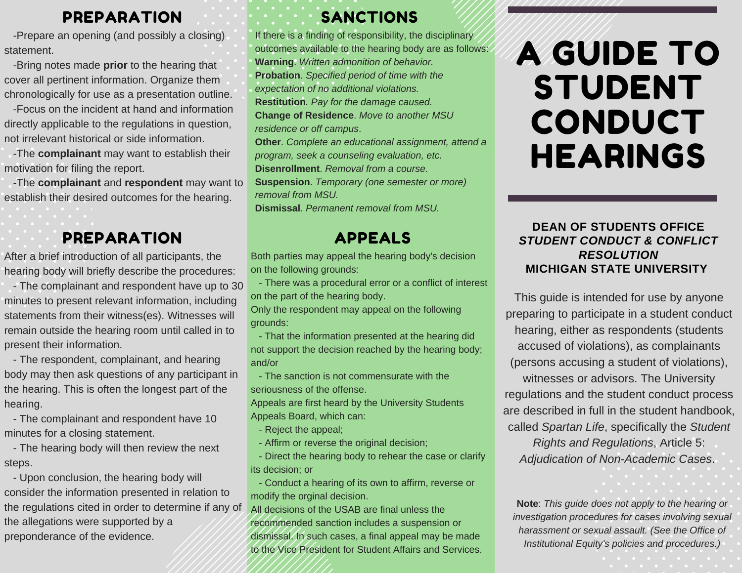## PREPARATION

-Prepare an opening (and possibly a closing) statement.

-Bring notes made **prior** to the hearing that cover all pertinent information. Organize them chronologically for use as a presentation outline.

-Focus on the incident at hand and information directly applicable to the regulations in question, not irrelevant historical or side information.

-The **complainant** may want to establish their motivation for filing the report.

-The **complainant** and **respondent** may want to establish their desired outcomes for the hearing.

## PREPARATION

After a brief introduction of all participants, the hearing body will briefly describe the procedures:

- The complainant and respondent have up to 30 minutes to present relevant information, including statements from their witness(es). Witnesses will remain outside the hearing room until called in to present their information.
- The respondent, complainant, and hearing body may then ask questions of any participant in the hearing. This is often the longest part of the hearing.
- The complainant and respondent have 10 minutes for a closing statement.
- The hearing body will then review the next steps.
- Upon conclusion, the hearing body will consider the information presented in relation to the regulations cited in order to determine if any of the allegations were supported by a preponderance of the evidence.

## SANCTIONS

If there is a finding of responsibility, the disciplinary outcomes available to the hearing body are as follows:

**Warning**. *Written admonition of behavior.*
**Probation**. *Specified period of time with the expectation of no additional violations.*
**Restitution**. *Pay for the damage caused.*
**Change of Residence**. *Move to another MSU residence or off campus*.
**Other**. *Complete an educational assignment, attend a program, seek a counseling evaluation, etc.*
**Disenrollment**. *Removal from a course.*
**Suspension**. *Temporary (one semester or more) removal from MSU.*
**Dismissal**. *Permanent removal from MSU.*

## APPEALS

Both parties may appeal the hearing body's decision on the following grounds:

- There was a procedural error or a conflict of interest on the part of the hearing body.

Only the respondent may appeal on the following grounds:

- That the information presented at the hearing did not support the decision reached by the hearing body; and/or
- The sanction is not commensurate with the seriousness of the offense.

Appeals are first heard by the University Students Appeals Board, which can:

- Reject the appeal;
- Affirm or reverse the original decision;
- Direct the hearing body to rehear the case or clarify its decision; or
- Conduct a hearing of its own to affirm, reverse or modify the orginal decision.

All decisions of the USAB are final unless the recommended sanction includes a suspension or dismissal. In such cases, a final appeal may be made to the Vice President for Student Affairs and Services.

# A GUIDE TO STUDENT CONDUCT HEARINGS

**DEAN OF STUDENTS OFFICE**
***STUDENT CONDUCT & CONFLICT RESOLUTION***
**MICHIGAN STATE UNIVERSITY**

This guide is intended for use by anyone preparing to participate in a student conduct hearing, either as respondents (students accused of violations), as complainants (persons accusing a student of violations), witnesses or advisors. The University regulations and the student conduct process are described in full in the student handbook, called *Spartan Life*, specifically the *Student Rights and Regulations*, Article 5: *Adjudication of Non-Academic Cases*.

**Note**: *This guide does not apply to the hearing or investigation procedures for cases involving sexual harassment or sexual assault. (See the Office of Institutional Equity's policies and procedures.)*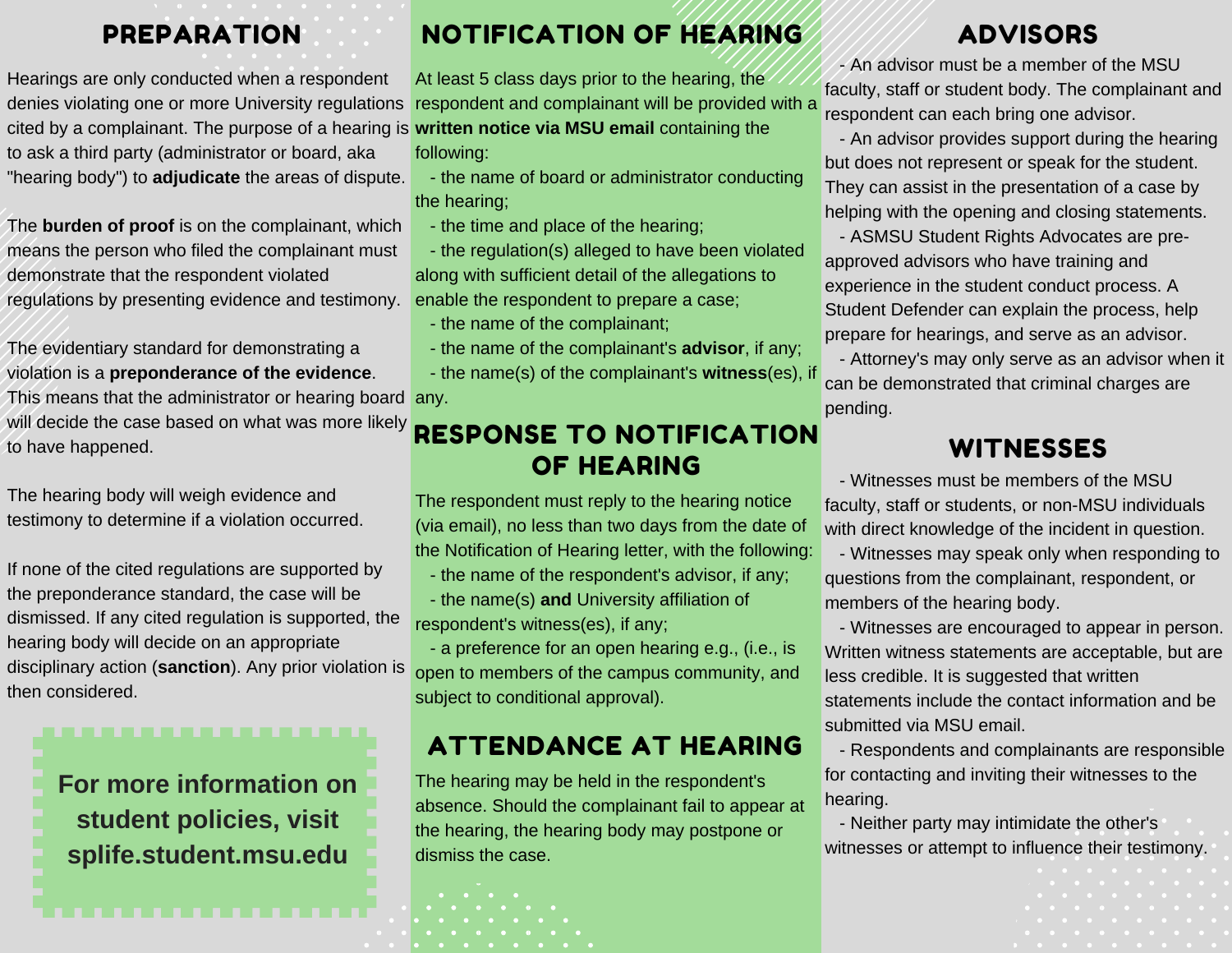## PREPARATION

Hearings are only conducted when a respondent denies violating one or more University regulations cited by a complainant. The purpose of a hearing is to ask a third party (administrator or board, aka "hearing body") to **adjudicate** the areas of dispute.

The **burden of proof** is on the complainant, which means the person who filed the complainant must demonstrate that the respondent violated regulations by presenting evidence and testimony.

The evidentiary standard for demonstrating a violation is a **preponderance of the evidence**. This means that the administrator or hearing board will decide the case based on what was more likely to have happened.

The hearing body will weigh evidence and testimony to determine if a violation occurred.

If none of the cited regulations are supported by the preponderance standard, the case will be dismissed. If any cited regulation is supported, the hearing body will decide on an appropriate disciplinary action (**sanction**). Any prior violation is then considered.

**For more information on student policies, visit splife.student.msu.edu**

## NOTIFICATION OF HEARING

At least 5 class days prior to the hearing, the respondent and complainant will be provided with a **written notice via MSU email** containing the following:

- the name of board or administrator conducting the hearing;
- the time and place of the hearing;
- the regulation(s) alleged to have been violated along with sufficient detail of the allegations to enable the respondent to prepare a case;
- the name of the complainant;
- the name of the complainant's **advisor**, if any;
- the name(s) of the complainant's **witness**(es), if any.

## RESPONSE TO NOTIFICATION OF HEARING

The respondent must reply to the hearing notice (via email), no less than two days from the date of the Notification of Hearing letter, with the following:

- the name of the respondent's advisor, if any;
- the name(s) **and** University affiliation of respondent's witness(es), if any;
- a preference for an open hearing e.g., (i.e., is open to members of the campus community, and subject to conditional approval).

## ATTENDANCE AT HEARING

The hearing may be held in the respondent's absence. Should the complainant fail to appear at the hearing, the hearing body may postpone or dismiss the case.

## ADVISORS

- An advisor must be a member of the MSU faculty, staff or student body. The complainant and respondent can each bring one advisor.
- An advisor provides support during the hearing but does not represent or speak for the student. They can assist in the presentation of a case by helping with the opening and closing statements.
- ASMSU Student Rights Advocates are pre-approved advisors who have training and experience in the student conduct process. A Student Defender can explain the process, help prepare for hearings, and serve as an advisor.
- Attorney's may only serve as an advisor when it can be demonstrated that criminal charges are pending.

## WITNESSES

- Witnesses must be members of the MSU faculty, staff or students, or non-MSU individuals with direct knowledge of the incident in question.
- Witnesses may speak only when responding to questions from the complainant, respondent, or members of the hearing body.
- Witnesses are encouraged to appear in person. Written witness statements are acceptable, but are less credible. It is suggested that written statements include the contact information and be submitted via MSU email.
- Respondents and complainants are responsible for contacting and inviting their witnesses to the hearing.
- Neither party may intimidate the other's witnesses or attempt to influence their testimony.